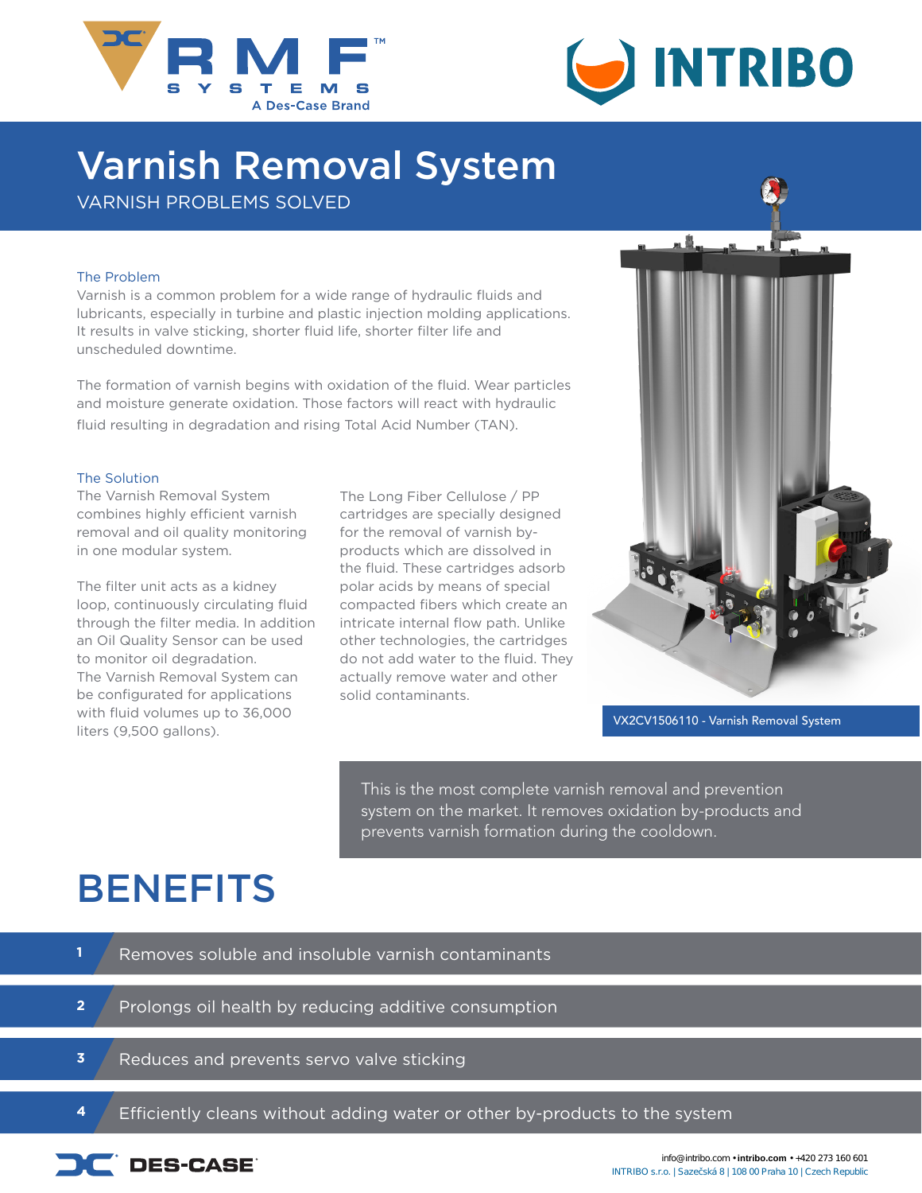# Varnish Removal System

VARNISH PROBLEMS SOLVED

## The Problem

Varnish is a common problem for a wide range of hydraulic fluids and lubricants, especially in turbine and plastic injection molding applications. It results in valve sticking, shorter fluid life, shorter filter life and unscheduled downtime.

The formation of varnish begins with oxidation of the fluid. Wear particles and moisture generate oxidation. Those factors will react with hydraulic fluid resulting in degradation and rising Total Acid Number (TAN).

## The Solution

The Varnish Removal System combines highly efficient varnish removal and oil quality monitoring in one modular system.

The filter unit acts as a kidney loop, continuously circulating fluid through the filter media. In addition an Oil Quality Sensor can be used to monitor oil degradation. The Varnish Removal System can be configurated for applications with fluid volumes up to 36,000 liters (9,500 gallons).

The Long Fiber Cellulose / PP cartridges are specially designed for the removal of varnish by-products which are dissolved in the fluid. These cartridges adsorb polar acids by means of special compacted fibers which create an intricate internal flow path. Unlike other technologies, the cartridges do not add water to the fluid. They actually remove water and other solid contaminants.

VX2CV1506110 - Varnish Removal System

This is the most complete varnish removal and prevention system on the market. It removes oxidation by-products and prevents varnish formation during the cooldown.

# BENEFITS

1. Removes soluble and insoluble varnish contaminants
2. Prolongs oil health by reducing additive consumption
3. Reduces and prevents servo valve sticking
4. Efficiently cleans without adding water or other by-products to the system

info@intribo.com • **intribo.com** • +420 273 160 601
INTRIBO s.r.o. | Sazečská 8 | 108 00 Praha 10 | Czech Republic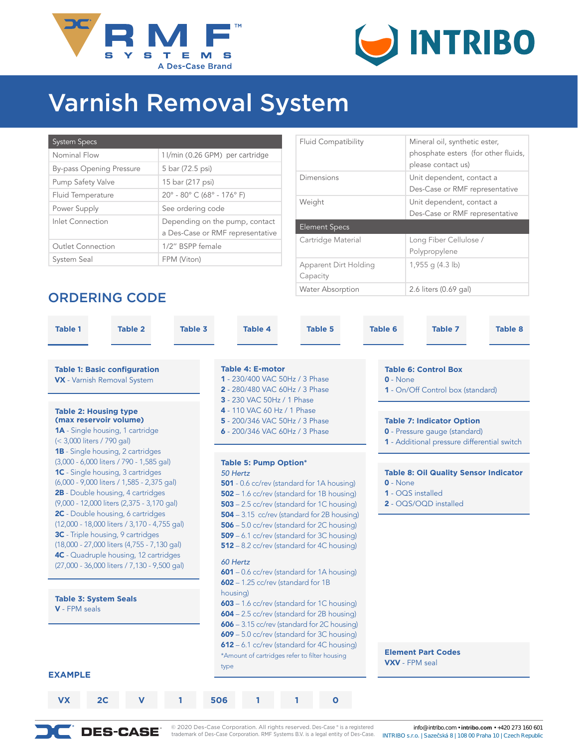# Varnish Removal System

| System Specs | |
|---|---|
| Nominal Flow | 1 l/min (0.26 GPM) per cartridge |
| By-pass Opening Pressure | 5 bar (72.5 psi) |
| Pump Safety Valve | 15 bar (217 psi) |
| Fluid Temperature | 20° - 80° C (68° - 176° F) |
| Power Supply | See ordering code |
| Inlet Connection | Depending on the pump, contact a Des-Case or RMF representative |
| Outlet Connection | 1/2" BSPP female |
| System Seal | FPM (Viton) |

| | |
|---|---|
| Fluid Compatibility | Mineral oil, synthetic ester, phosphate esters (for other fluids, please contact us) |
| Dimensions | Unit dependent, contact a Des-Case or RMF representative |
| Weight | Unit dependent, contact a Des-Case or RMF representative |
| **Element Specs** | |
| Cartridge Material | Long Fiber Cellulose / Polypropylene |
| Apparent Dirt Holding Capacity | 1,955 g (4.3 lb) |
| Water Absorption | 2.6 liters (0.69 gal) |

## ORDERING CODE

| Table 1 | Table 2 | Table 3 | Table 4 | Table 5 | Table 6 | Table 7 | Table 8 |
|---|---|---|---|---|---|---|---|

### Table 1: Basic configuration
**VX** - Varnish Removal System

### Table 2: Housing type (max reservoir volume)
**1A** - Single housing, 1 cartridge (< 3,000 liters / 790 gal)
**1B** - Single housing, 2 cartridges (3,000 - 6,000 liters / 790 - 1,585 gal)
**1C** - Single housing, 3 cartridges (6,000 - 9,000 liters / 1,585 - 2,375 gal)
**2B** - Double housing, 4 cartridges (9,000 - 12,000 liters (2,375 - 3,170 gal)
**2C** - Double housing, 6 cartridges (12,000 - 18,000 liters / 3,170 - 4,755 gal)
**3C** - Triple housing, 9 cartridges (18,000 - 27,000 liters (4,755 - 7,130 gal)
**4C** - Quadruple housing, 12 cartridges (27,000 - 36,000 liters / 7,130 - 9,500 gal)

### Table 3: System Seals
**V** - FPM seals

### Table 4: E-motor
**1** - 230/400 VAC 50Hz / 3 Phase
**2** - 280/480 VAC 60Hz / 3 Phase
**3** - 230 VAC 50Hz / 1 Phase
**4** - 110 VAC 60 Hz / 1 Phase
**5** - 200/346 VAC 50Hz / 3 Phase
**6** - 200/346 VAC 60Hz / 3 Phase

### Table 5: Pump Option*
*50 Hertz*
**501** - 0.6 cc/rev (standard for 1A housing)
**502** – 1.6 cc/rev (standard for 1B housing)
**503** – 2.5 cc/rev (standard for 1C housing)
**504** – 3.15 cc/rev (standard for 2B housing)
**506** – 5.0 cc/rev (standard for 2C housing)
**509** – 6.1 cc/rev (standard for 3C housing)
**512** – 8.2 cc/rev (standard for 4C housing)

*60 Hertz*
**601** – 0.6 cc/rev (standard for 1A housing)
**602** – 1.25 cc/rev (standard for 1B housing)
**603** – 1.6 cc/rev (standard for 1C housing)
**604** – 2.5 cc/rev (standard for 2B housing)
**606** – 3.15 cc/rev (standard for 2C housing)
**609** – 5.0 cc/rev (standard for 3C housing)
**612** – 6.1 cc/rev (standard for 4C housing)

*Amount of cartridges refer to filter housing type

### Table 6: Control Box
**0** - None
**1** - On/Off Control box (standard)

### Table 7: Indicator Option
**0** - Pressure gauge (standard)
**1** - Additional pressure differential switch

### Table 8: Oil Quality Sensor Indicator
**0** - None
**1** - OQS installed
**2** - OQS/OQD installed

### Element Part Codes
**VXV** - FPM seal

### EXAMPLE

| | | | | | | | |
|---|---|---|---|---|---|---|---|
| VX | 2C | V | 1 | 506 | 1 | 1 | 0 |

© 2020 Des-Case Corporation. All rights reserved. Des-Case® is a registered trademark of Des-Case Corporation. RMF Systems B.V. is a legal entity of Des-Case.

info@intribo.com • intribo.com • +420 273 160 601
INTRIBO s.r.o. | Sazečská 8 | 108 00 Praha 10 | Czech Republic